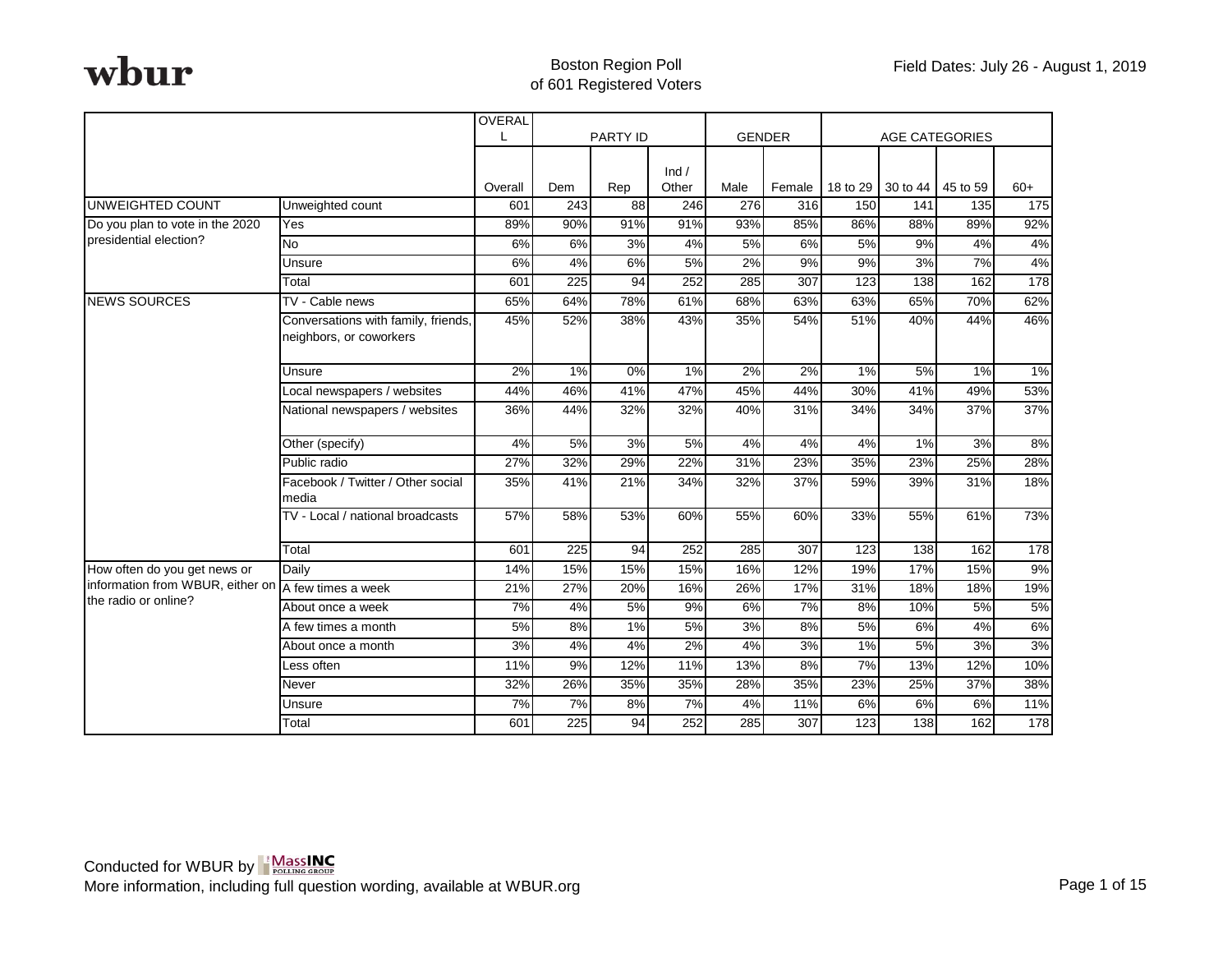**wbur**

Boston Region Poll
of 601 Registered Voters

Field Dates: July 26 - August 1, 2019

| | | OVERALL | PARTY ID | | | GENDER | | AGE CATEGORIES | | | |
|---|---|---|---|---|---|---|---|---|---|---|---|
| | | Overall | Dem | Rep | Ind / Other | Male | Female | 18 to 29 | 30 to 44 | 45 to 59 | 60+ |
| UNWEIGHTED COUNT | Unweighted count | 601 | 243 | 88 | 246 | 276 | 316 | 150 | 141 | 135 | 175 |
| Do you plan to vote in the 2020 presidential election? | Yes | 89% | 90% | 91% | 91% | 93% | 85% | 86% | 88% | 89% | 92% |
| | No | 6% | 6% | 3% | 4% | 5% | 6% | 5% | 9% | 4% | 4% |
| | Unsure | 6% | 4% | 6% | 5% | 2% | 9% | 9% | 3% | 7% | 4% |
| | Total | 601 | 225 | 94 | 252 | 285 | 307 | 123 | 138 | 162 | 178 |
| NEWS SOURCES | TV - Cable news | 65% | 64% | 78% | 61% | 68% | 63% | 63% | 65% | 70% | 62% |
| | Conversations with family, friends, neighbors, or coworkers | 45% | 52% | 38% | 43% | 35% | 54% | 51% | 40% | 44% | 46% |
| | Unsure | 2% | 1% | 0% | 1% | 2% | 2% | 1% | 5% | 1% | 1% |
| | Local newspapers / websites | 44% | 46% | 41% | 47% | 45% | 44% | 30% | 41% | 49% | 53% |
| | National newspapers / websites | 36% | 44% | 32% | 32% | 40% | 31% | 34% | 34% | 37% | 37% |
| | Other (specify) | 4% | 5% | 3% | 5% | 4% | 4% | 4% | 1% | 3% | 8% |
| | Public radio | 27% | 32% | 29% | 22% | 31% | 23% | 35% | 23% | 25% | 28% |
| | Facebook / Twitter / Other social media | 35% | 41% | 21% | 34% | 32% | 37% | 59% | 39% | 31% | 18% |
| | TV - Local / national broadcasts | 57% | 58% | 53% | 60% | 55% | 60% | 33% | 55% | 61% | 73% |
| | Total | 601 | 225 | 94 | 252 | 285 | 307 | 123 | 138 | 162 | 178 |
| How often do you get news or information from WBUR, either on the radio or online? | Daily | 14% | 15% | 15% | 15% | 16% | 12% | 19% | 17% | 15% | 9% |
| | A few times a week | 21% | 27% | 20% | 16% | 26% | 17% | 31% | 18% | 18% | 19% |
| | About once a week | 7% | 4% | 5% | 9% | 6% | 7% | 8% | 10% | 5% | 5% |
| | A few times a month | 5% | 8% | 1% | 5% | 3% | 8% | 5% | 6% | 4% | 6% |
| | About once a month | 3% | 4% | 4% | 2% | 4% | 3% | 1% | 5% | 3% | 3% |
| | Less often | 11% | 9% | 12% | 11% | 13% | 8% | 7% | 13% | 12% | 10% |
| | Never | 32% | 26% | 35% | 35% | 28% | 35% | 23% | 25% | 37% | 38% |
| | Unsure | 7% | 7% | 8% | 7% | 4% | 11% | 6% | 6% | 6% | 11% |
| | Total | 601 | 225 | 94 | 252 | 285 | 307 | 123 | 138 | 162 | 178 |

Conducted for WBUR by MassINC Polling Group
More information, including full question wording, available at WBUR.org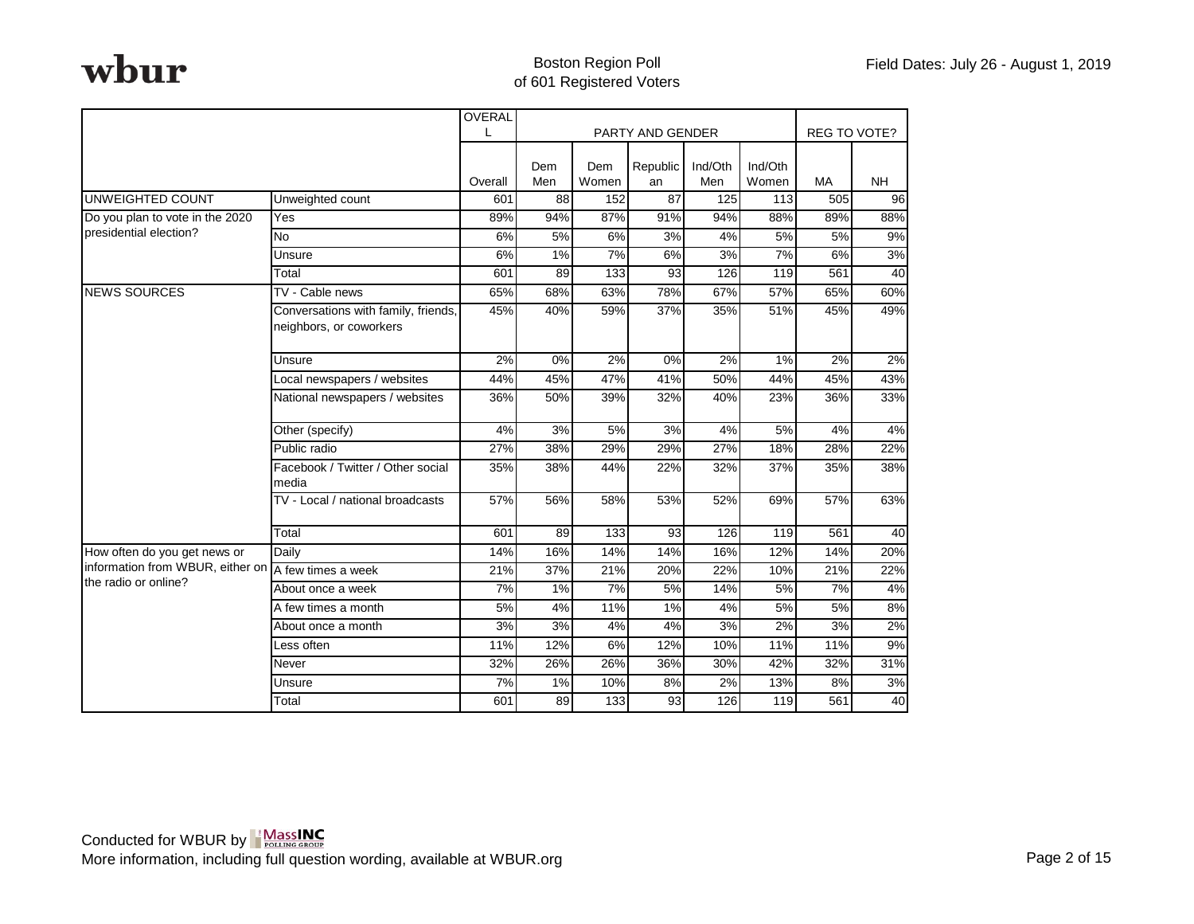**wbur**

Boston Region Poll
of 601 Registered Voters

Field Dates: July 26 - August 1, 2019

| | | OVERALL | PARTY AND GENDER | | | | | REG TO VOTE? | |
|---|---|---|---|---|---|---|---|---|---|
| | | Overall | Dem Men | Dem Women | Republican | Ind/Oth Men | Ind/Oth Women | MA | NH |
| UNWEIGHTED COUNT | Unweighted count | 601 | 88 | 152 | 87 | 125 | 113 | 505 | 96 |
| Do you plan to vote in the 2020 presidential election? | Yes | 89% | 94% | 87% | 91% | 94% | 88% | 89% | 88% |
| | No | 6% | 5% | 6% | 3% | 4% | 5% | 5% | 9% |
| | Unsure | 6% | 1% | 7% | 6% | 3% | 7% | 6% | 3% |
| | Total | 601 | 89 | 133 | 93 | 126 | 119 | 561 | 40 |
| NEWS SOURCES | TV - Cable news | 65% | 68% | 63% | 78% | 67% | 57% | 65% | 60% |
| | Conversations with family, friends, neighbors, or coworkers | 45% | 40% | 59% | 37% | 35% | 51% | 45% | 49% |
| | Unsure | 2% | 0% | 2% | 0% | 2% | 1% | 2% | 2% |
| | Local newspapers / websites | 44% | 45% | 47% | 41% | 50% | 44% | 45% | 43% |
| | National newspapers / websites | 36% | 50% | 39% | 32% | 40% | 23% | 36% | 33% |
| | Other (specify) | 4% | 3% | 5% | 3% | 4% | 5% | 4% | 4% |
| | Public radio | 27% | 38% | 29% | 29% | 27% | 18% | 28% | 22% |
| | Facebook / Twitter / Other social media | 35% | 38% | 44% | 22% | 32% | 37% | 35% | 38% |
| | TV - Local / national broadcasts | 57% | 56% | 58% | 53% | 52% | 69% | 57% | 63% |
| | Total | 601 | 89 | 133 | 93 | 126 | 119 | 561 | 40 |
| How often do you get news or information from WBUR, either on the radio or online? | Daily | 14% | 16% | 14% | 14% | 16% | 12% | 14% | 20% |
| | A few times a week | 21% | 37% | 21% | 20% | 22% | 10% | 21% | 22% |
| | About once a week | 7% | 1% | 7% | 5% | 14% | 5% | 7% | 4% |
| | A few times a month | 5% | 4% | 11% | 1% | 4% | 5% | 5% | 8% |
| | About once a month | 3% | 3% | 4% | 4% | 3% | 2% | 3% | 2% |
| | Less often | 11% | 12% | 6% | 12% | 10% | 11% | 11% | 9% |
| | Never | 32% | 26% | 26% | 36% | 30% | 42% | 32% | 31% |
| | Unsure | 7% | 1% | 10% | 8% | 2% | 13% | 8% | 3% |
| | Total | 601 | 89 | 133 | 93 | 126 | 119 | 561 | 40 |

Conducted for WBUR by MassINC Polling Group
More information, including full question wording, available at WBUR.org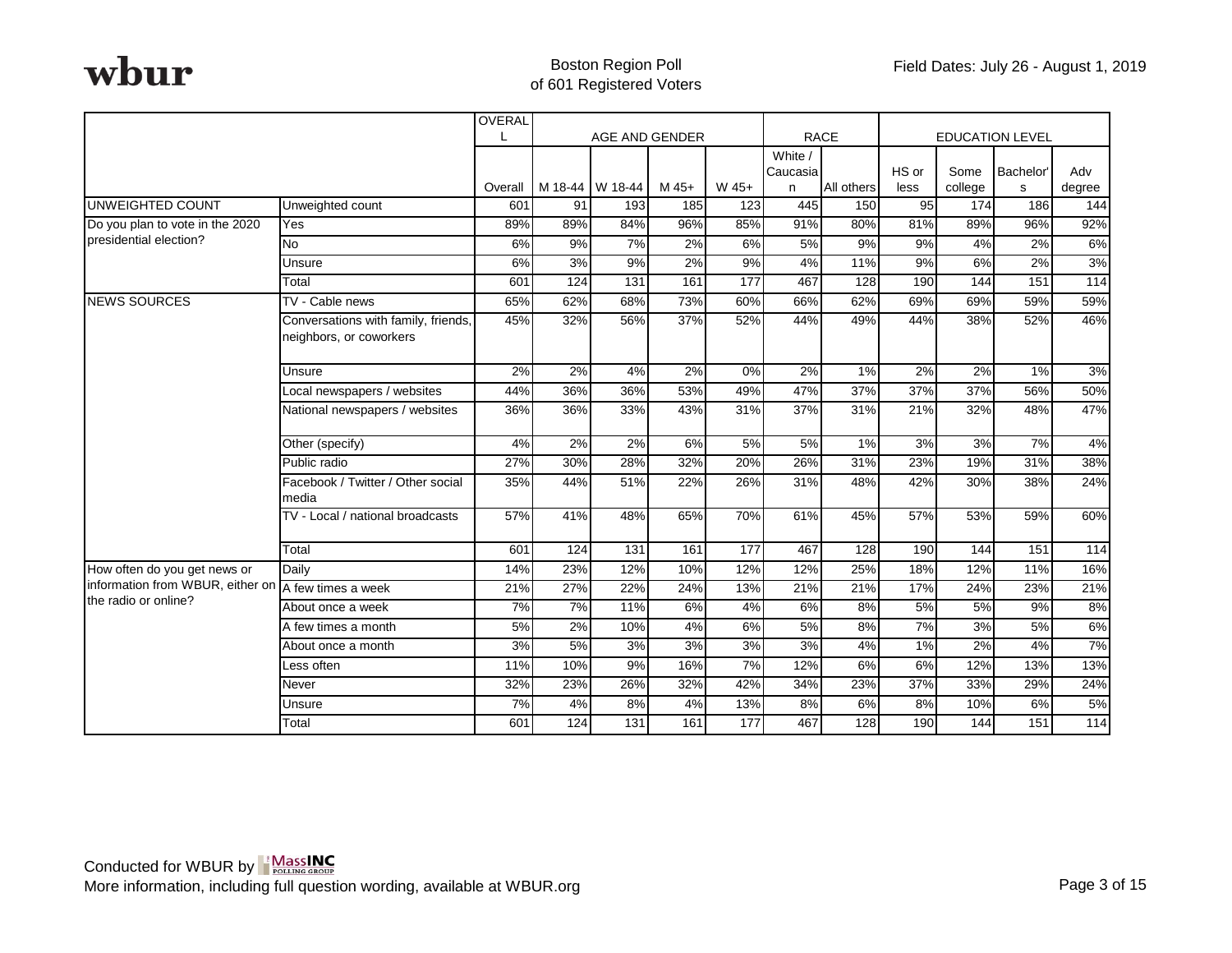**wbur**

Boston Region Poll
of 601 Registered Voters

Field Dates: July 26 - August 1, 2019

| | | OVERALL | AGE AND GENDER | | | | RACE | | EDUCATION LEVEL | | | |
|---|---|---|---|---|---|---|---|---|---|---|---|---|
| | | Overall | M 18-44 | W 18-44 | M 45+ | W 45+ | White / Caucasian | All others | HS or less | Some college | Bachelor's | Adv degree |
| UNWEIGHTED COUNT | Unweighted count | 601 | 91 | 193 | 185 | 123 | 445 | 150 | 95 | 174 | 186 | 144 |
| Do you plan to vote in the 2020 presidential election? | Yes | 89% | 89% | 84% | 96% | 85% | 91% | 80% | 81% | 89% | 96% | 92% |
| | No | 6% | 9% | 7% | 2% | 6% | 5% | 9% | 9% | 4% | 2% | 6% |
| | Unsure | 6% | 3% | 9% | 2% | 9% | 4% | 11% | 9% | 6% | 2% | 3% |
| | Total | 601 | 124 | 131 | 161 | 177 | 467 | 128 | 190 | 144 | 151 | 114 |
| NEWS SOURCES | TV - Cable news | 65% | 62% | 68% | 73% | 60% | 66% | 62% | 69% | 69% | 59% | 59% |
| | Conversations with family, friends, neighbors, or coworkers | 45% | 32% | 56% | 37% | 52% | 44% | 49% | 44% | 38% | 52% | 46% |
| | Unsure | 2% | 2% | 4% | 2% | 0% | 2% | 1% | 2% | 2% | 1% | 3% |
| | Local newspapers / websites | 44% | 36% | 36% | 53% | 49% | 47% | 37% | 37% | 37% | 56% | 50% |
| | National newspapers / websites | 36% | 36% | 33% | 43% | 31% | 37% | 31% | 21% | 32% | 48% | 47% |
| | Other (specify) | 4% | 2% | 2% | 6% | 5% | 5% | 1% | 3% | 3% | 7% | 4% |
| | Public radio | 27% | 30% | 28% | 32% | 20% | 26% | 31% | 23% | 19% | 31% | 38% |
| | Facebook / Twitter / Other social media | 35% | 44% | 51% | 22% | 26% | 31% | 48% | 42% | 30% | 38% | 24% |
| | TV - Local / national broadcasts | 57% | 41% | 48% | 65% | 70% | 61% | 45% | 57% | 53% | 59% | 60% |
| | Total | 601 | 124 | 131 | 161 | 177 | 467 | 128 | 190 | 144 | 151 | 114 |
| How often do you get news or information from WBUR, either on the radio or online? | Daily | 14% | 23% | 12% | 10% | 12% | 12% | 25% | 18% | 12% | 11% | 16% |
| | A few times a week | 21% | 27% | 22% | 24% | 13% | 21% | 21% | 17% | 24% | 23% | 21% |
| | About once a week | 7% | 7% | 11% | 6% | 4% | 6% | 8% | 5% | 5% | 9% | 8% |
| | A few times a month | 5% | 2% | 10% | 4% | 6% | 5% | 8% | 7% | 3% | 5% | 6% |
| | About once a month | 3% | 5% | 3% | 3% | 3% | 3% | 4% | 1% | 2% | 4% | 7% |
| | Less often | 11% | 10% | 9% | 16% | 7% | 12% | 6% | 6% | 12% | 13% | 13% |
| | Never | 32% | 23% | 26% | 32% | 42% | 34% | 23% | 37% | 33% | 29% | 24% |
| | Unsure | 7% | 4% | 8% | 4% | 13% | 8% | 6% | 8% | 10% | 6% | 5% |
| | Total | 601 | 124 | 131 | 161 | 177 | 467 | 128 | 190 | 144 | 151 | 114 |

Conducted for WBUR by MassINC Polling Group
More information, including full question wording, available at WBUR.org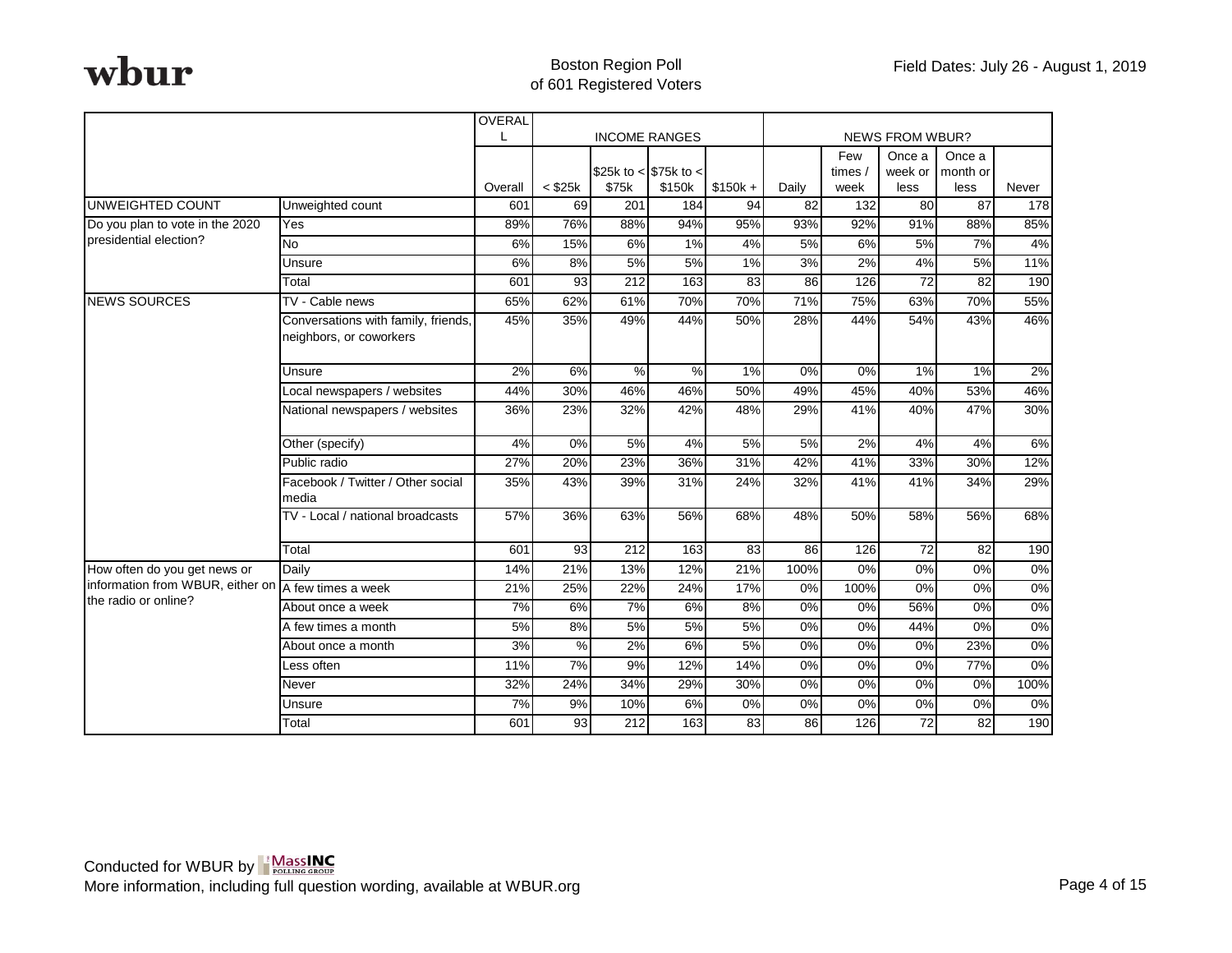**wbur**

Boston Region Poll
of 601 Registered Voters

Field Dates: July 26 - August 1, 2019

| | | OVERALL | INCOME RANGES | | | | NEWS FROM WBUR? | | | | |
|---|---|---|---|---|---|---|---|---|---|---|---|
| | | Overall | < $25k | $25k to < $75k | $75k to < $150k | $150k + | Daily | Few times / week | Once a week or less | Once a month or less | Never |
| UNWEIGHTED COUNT | Unweighted count | 601 | 69 | 201 | 184 | 94 | 82 | 132 | 80 | 87 | 178 |
| Do you plan to vote in the 2020 presidential election? | Yes | 89% | 76% | 88% | 94% | 95% | 93% | 92% | 91% | 88% | 85% |
| | No | 6% | 15% | 6% | 1% | 4% | 5% | 6% | 5% | 7% | 4% |
| | Unsure | 6% | 8% | 5% | 5% | 1% | 3% | 2% | 4% | 5% | 11% |
| | Total | 601 | 93 | 212 | 163 | 83 | 86 | 126 | 72 | 82 | 190 |
| NEWS SOURCES | TV - Cable news | 65% | 62% | 61% | 70% | 70% | 71% | 75% | 63% | 70% | 55% |
| | Conversations with family, friends, neighbors, or coworkers | 45% | 35% | 49% | 44% | 50% | 28% | 44% | 54% | 43% | 46% |
| | Unsure | 2% | 6% | % | % | 1% | 0% | 0% | 1% | 1% | 2% |
| | Local newspapers / websites | 44% | 30% | 46% | 46% | 50% | 49% | 45% | 40% | 53% | 46% |
| | National newspapers / websites | 36% | 23% | 32% | 42% | 48% | 29% | 41% | 40% | 47% | 30% |
| | Other (specify) | 4% | 0% | 5% | 4% | 5% | 5% | 2% | 4% | 4% | 6% |
| | Public radio | 27% | 20% | 23% | 36% | 31% | 42% | 41% | 33% | 30% | 12% |
| | Facebook / Twitter / Other social media | 35% | 43% | 39% | 31% | 24% | 32% | 41% | 41% | 34% | 29% |
| | TV - Local / national broadcasts | 57% | 36% | 63% | 56% | 68% | 48% | 50% | 58% | 56% | 68% |
| | Total | 601 | 93 | 212 | 163 | 83 | 86 | 126 | 72 | 82 | 190 |
| How often do you get news or information from WBUR, either on the radio or online? | Daily | 14% | 21% | 13% | 12% | 21% | 100% | 0% | 0% | 0% | 0% |
| | A few times a week | 21% | 25% | 22% | 24% | 17% | 0% | 100% | 0% | 0% | 0% |
| | About once a week | 7% | 6% | 7% | 6% | 8% | 0% | 0% | 56% | 0% | 0% |
| | A few times a month | 5% | 8% | 5% | 5% | 5% | 0% | 0% | 44% | 0% | 0% |
| | About once a month | 3% | % | 2% | 6% | 5% | 0% | 0% | 0% | 23% | 0% |
| | Less often | 11% | 7% | 9% | 12% | 14% | 0% | 0% | 0% | 77% | 0% |
| | Never | 32% | 24% | 34% | 29% | 30% | 0% | 0% | 0% | 0% | 100% |
| | Unsure | 7% | 9% | 10% | 6% | 0% | 0% | 0% | 0% | 0% | 0% |
| | Total | 601 | 93 | 212 | 163 | 83 | 86 | 126 | 72 | 82 | 190 |

Conducted for WBUR by MassINC Polling Group
More information, including full question wording, available at WBUR.org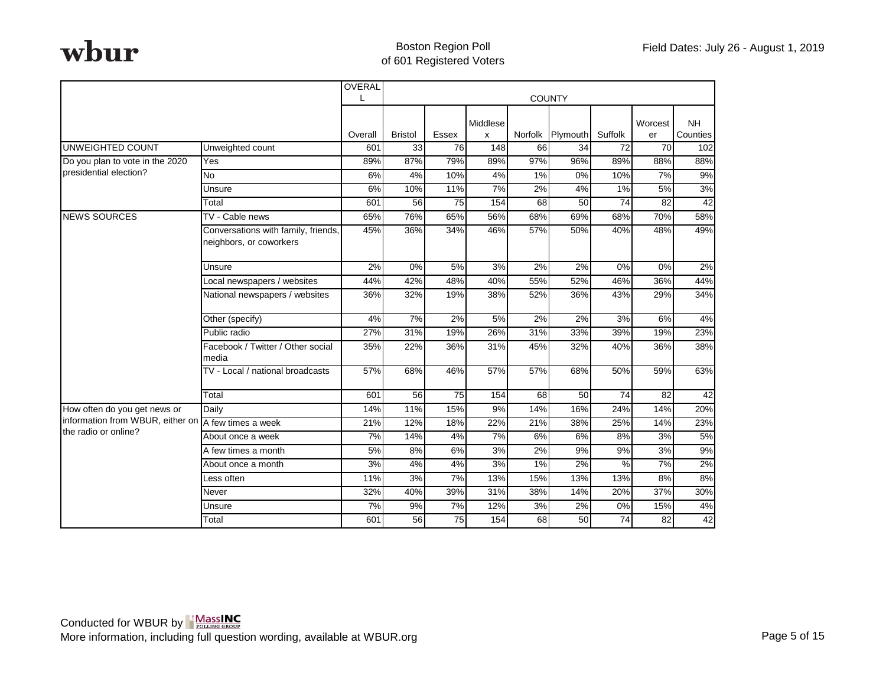**wbur**

Boston Region Poll
of 601 Registered Voters

Field Dates: July 26 - August 1, 2019

| | | OVERALL | COUNTY | | | | | | | |
|---|---|---|---|---|---|---|---|---|---|---|
| | | Overall | Bristol | Essex | Middlesex | Norfolk | Plymouth | Suffolk | Worcester | NH Counties |
| UNWEIGHTED COUNT | Unweighted count | 601 | 33 | 76 | 148 | 66 | 34 | 72 | 70 | 102 |
| Do you plan to vote in the 2020 presidential election? | Yes | 89% | 87% | 79% | 89% | 97% | 96% | 89% | 88% | 88% |
| | No | 6% | 4% | 10% | 4% | 1% | 0% | 10% | 7% | 9% |
| | Unsure | 6% | 10% | 11% | 7% | 2% | 4% | 1% | 5% | 3% |
| | Total | 601 | 56 | 75 | 154 | 68 | 50 | 74 | 82 | 42 |
| NEWS SOURCES | TV - Cable news | 65% | 76% | 65% | 56% | 68% | 69% | 68% | 70% | 58% |
| | Conversations with family, friends, neighbors, or coworkers | 45% | 36% | 34% | 46% | 57% | 50% | 40% | 48% | 49% |
| | Unsure | 2% | 0% | 5% | 3% | 2% | 2% | 0% | 0% | 2% |
| | Local newspapers / websites | 44% | 42% | 48% | 40% | 55% | 52% | 46% | 36% | 44% |
| | National newspapers / websites | 36% | 32% | 19% | 38% | 52% | 36% | 43% | 29% | 34% |
| | Other (specify) | 4% | 7% | 2% | 5% | 2% | 2% | 3% | 6% | 4% |
| | Public radio | 27% | 31% | 19% | 26% | 31% | 33% | 39% | 19% | 23% |
| | Facebook / Twitter / Other social media | 35% | 22% | 36% | 31% | 45% | 32% | 40% | 36% | 38% |
| | TV - Local / national broadcasts | 57% | 68% | 46% | 57% | 57% | 68% | 50% | 59% | 63% |
| | Total | 601 | 56 | 75 | 154 | 68 | 50 | 74 | 82 | 42 |
| How often do you get news or information from WBUR, either on the radio or online? | Daily | 14% | 11% | 15% | 9% | 14% | 16% | 24% | 14% | 20% |
| | A few times a week | 21% | 12% | 18% | 22% | 21% | 38% | 25% | 14% | 23% |
| | About once a week | 7% | 14% | 4% | 7% | 6% | 6% | 8% | 3% | 5% |
| | A few times a month | 5% | 8% | 6% | 3% | 2% | 9% | 9% | 3% | 9% |
| | About once a month | 3% | 4% | 4% | 3% | 1% | 2% | % | 7% | 2% |
| | Less often | 11% | 3% | 7% | 13% | 15% | 13% | 13% | 8% | 8% |
| | Never | 32% | 40% | 39% | 31% | 38% | 14% | 20% | 37% | 30% |
| | Unsure | 7% | 9% | 7% | 12% | 3% | 2% | 0% | 15% | 4% |
| | Total | 601 | 56 | 75 | 154 | 68 | 50 | 74 | 82 | 42 |

Conducted for WBUR by MassINC Polling Group
More information, including full question wording, available at WBUR.org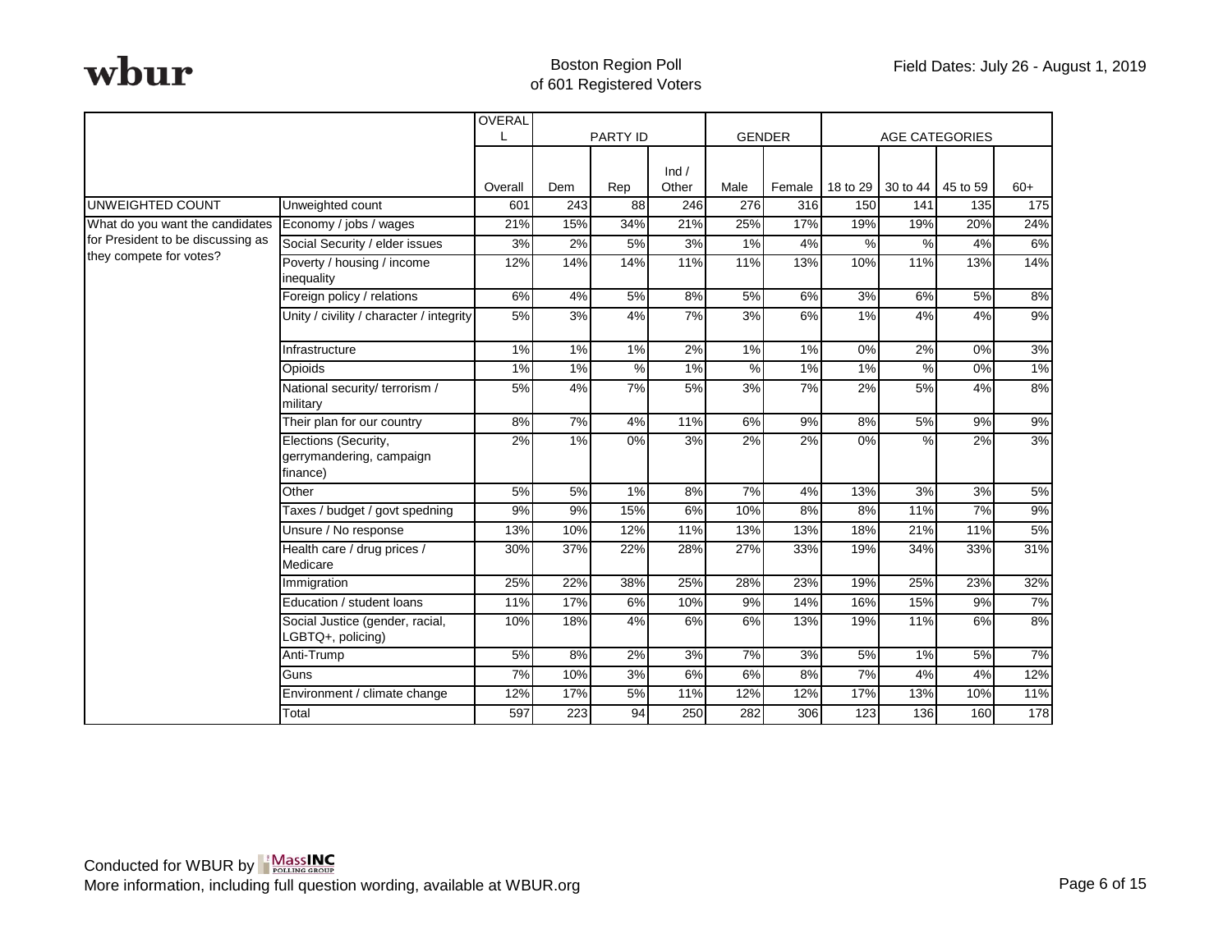**wbur**

Boston Region Poll
of 601 Registered Voters

Field Dates: July 26 - August 1, 2019

| | | OVERALL | PARTY ID | | | GENDER | | AGE CATEGORIES | | | |
|---|---|---|---|---|---|---|---|---|---|---|---|
| | | Overall | Dem | Rep | Ind / Other | Male | Female | 18 to 29 | 30 to 44 | 45 to 59 | 60+ |
| UNWEIGHTED COUNT | Unweighted count | 601 | 243 | 88 | 246 | 276 | 316 | 150 | 141 | 135 | 175 |
| What do you want the candidates for President to be discussing as they compete for votes? | Economy / jobs / wages | 21% | 15% | 34% | 21% | 25% | 17% | 19% | 19% | 20% | 24% |
| | Social Security / elder issues | 3% | 2% | 5% | 3% | 1% | 4% | % | % | 4% | 6% |
| | Poverty / housing / income inequality | 12% | 14% | 14% | 11% | 11% | 13% | 10% | 11% | 13% | 14% |
| | Foreign policy / relations | 6% | 4% | 5% | 8% | 5% | 6% | 3% | 6% | 5% | 8% |
| | Unity / civility / character / integrity | 5% | 3% | 4% | 7% | 3% | 6% | 1% | 4% | 4% | 9% |
| | Infrastructure | 1% | 1% | 1% | 2% | 1% | 1% | 0% | 2% | 0% | 3% |
| | Opioids | 1% | 1% | % | 1% | % | 1% | 1% | % | 0% | 1% |
| | National security/ terrorism / military | 5% | 4% | 7% | 5% | 3% | 7% | 2% | 5% | 4% | 8% |
| | Their plan for our country | 8% | 7% | 4% | 11% | 6% | 9% | 8% | 5% | 9% | 9% |
| | Elections (Security, gerrymandering, campaign finance) | 2% | 1% | 0% | 3% | 2% | 2% | 0% | % | 2% | 3% |
| | Other | 5% | 5% | 1% | 8% | 7% | 4% | 13% | 3% | 3% | 5% |
| | Taxes / budget / govt spedning | 9% | 9% | 15% | 6% | 10% | 8% | 8% | 11% | 7% | 9% |
| | Unsure / No response | 13% | 10% | 12% | 11% | 13% | 13% | 18% | 21% | 11% | 5% |
| | Health care / drug prices / Medicare | 30% | 37% | 22% | 28% | 27% | 33% | 19% | 34% | 33% | 31% |
| | Immigration | 25% | 22% | 38% | 25% | 28% | 23% | 19% | 25% | 23% | 32% |
| | Education / student loans | 11% | 17% | 6% | 10% | 9% | 14% | 16% | 15% | 9% | 7% |
| | Social Justice (gender, racial, LGBTQ+, policing) | 10% | 18% | 4% | 6% | 6% | 13% | 19% | 11% | 6% | 8% |
| | Anti-Trump | 5% | 8% | 2% | 3% | 7% | 3% | 5% | 1% | 5% | 7% |
| | Guns | 7% | 10% | 3% | 6% | 6% | 8% | 7% | 4% | 4% | 12% |
| | Environment / climate change | 12% | 17% | 5% | 11% | 12% | 12% | 17% | 13% | 10% | 11% |
| | Total | 597 | 223 | 94 | 250 | 282 | 306 | 123 | 136 | 160 | 178 |

Conducted for WBUR by MassINC Polling Group
More information, including full question wording, available at WBUR.org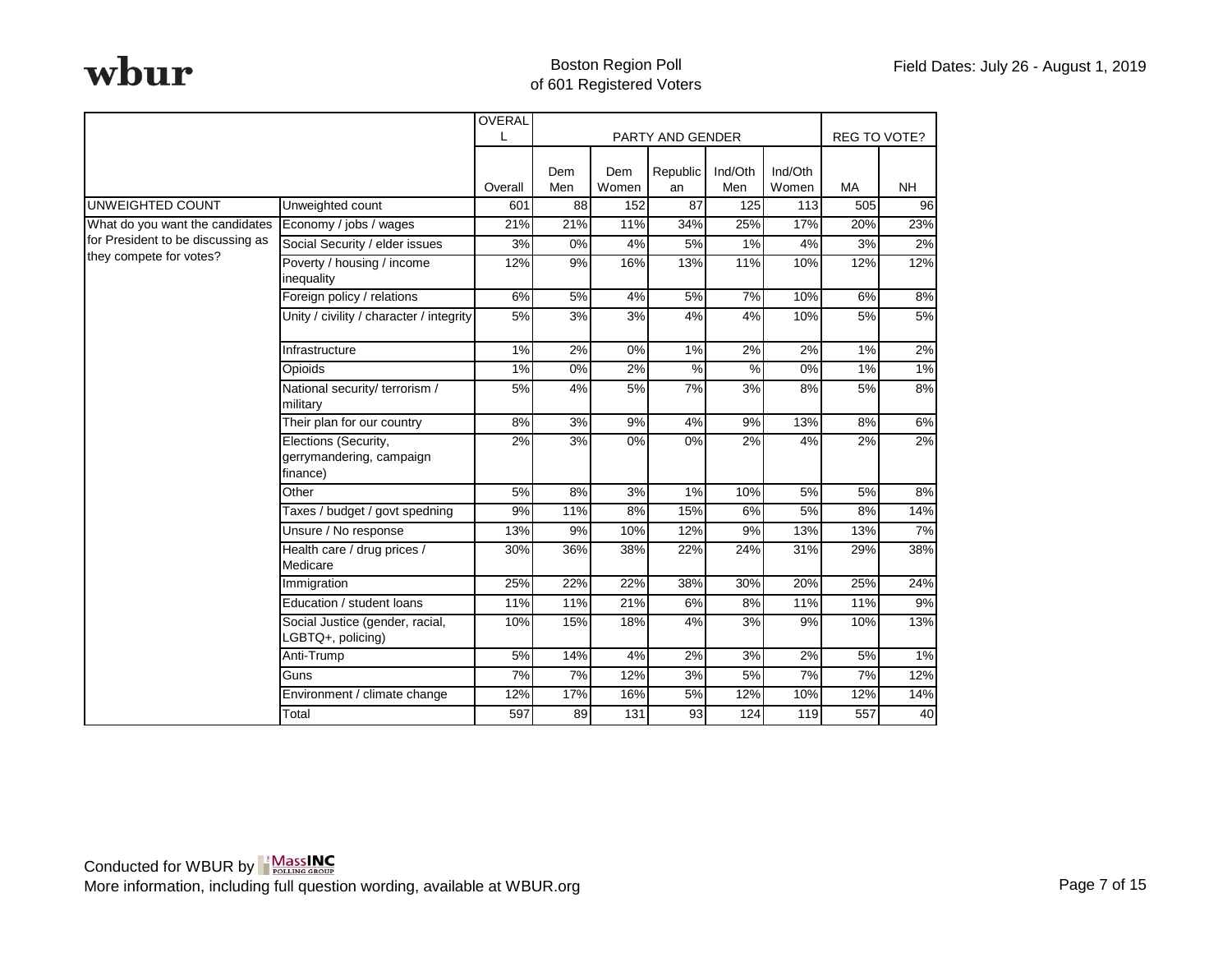| | | OVERALL | PARTY AND GENDER | | | | | REG TO VOTE? | |
|---|---|---|---|---|---|---|---|---|---|
| | | Overall | Dem Men | Dem Women | Republican | Ind/Oth Men | Ind/Oth Women | MA | NH |
| UNWEIGHTED COUNT | Unweighted count | 601 | 88 | 152 | 87 | 125 | 113 | 505 | 96 |
| What do you want the candidates for President to be discussing as they compete for votes? | Economy / jobs / wages | 21% | 21% | 11% | 34% | 25% | 17% | 20% | 23% |
| | Social Security / elder issues | 3% | 0% | 4% | 5% | 1% | 4% | 3% | 2% |
| | Poverty / housing / income inequality | 12% | 9% | 16% | 13% | 11% | 10% | 12% | 12% |
| | Foreign policy / relations | 6% | 5% | 4% | 5% | 7% | 10% | 6% | 8% |
| | Unity / civility / character / integrity | 5% | 3% | 3% | 4% | 4% | 10% | 5% | 5% |
| | Infrastructure | 1% | 2% | 0% | 1% | 2% | 2% | 1% | 2% |
| | Opioids | 1% | 0% | 2% | % | % | 0% | 1% | 1% |
| | National security/ terrorism / military | 5% | 4% | 5% | 7% | 3% | 8% | 5% | 8% |
| | Their plan for our country | 8% | 3% | 9% | 4% | 9% | 13% | 8% | 6% |
| | Elections (Security, gerrymandering, campaign finance) | 2% | 3% | 0% | 0% | 2% | 4% | 2% | 2% |
| | Other | 5% | 8% | 3% | 1% | 10% | 5% | 5% | 8% |
| | Taxes / budget / govt spedning | 9% | 11% | 8% | 15% | 6% | 5% | 8% | 14% |
| | Unsure / No response | 13% | 9% | 10% | 12% | 9% | 13% | 13% | 7% |
| | Health care / drug prices / Medicare | 30% | 36% | 38% | 22% | 24% | 31% | 29% | 38% |
| | Immigration | 25% | 22% | 22% | 38% | 30% | 20% | 25% | 24% |
| | Education / student loans | 11% | 11% | 21% | 6% | 8% | 11% | 11% | 9% |
| | Social Justice (gender, racial, LGBTQ+, policing) | 10% | 15% | 18% | 4% | 3% | 9% | 10% | 13% |
| | Anti-Trump | 5% | 14% | 4% | 2% | 3% | 2% | 5% | 1% |
| | Guns | 7% | 7% | 12% | 3% | 5% | 7% | 7% | 12% |
| | Environment / climate change | 12% | 17% | 16% | 5% | 12% | 10% | 12% | 14% |
| | Total | 597 | 89 | 131 | 93 | 124 | 119 | 557 | 40 |

Conducted for WBUR by MassINC Polling Group
More information, including full question wording, available at WBUR.org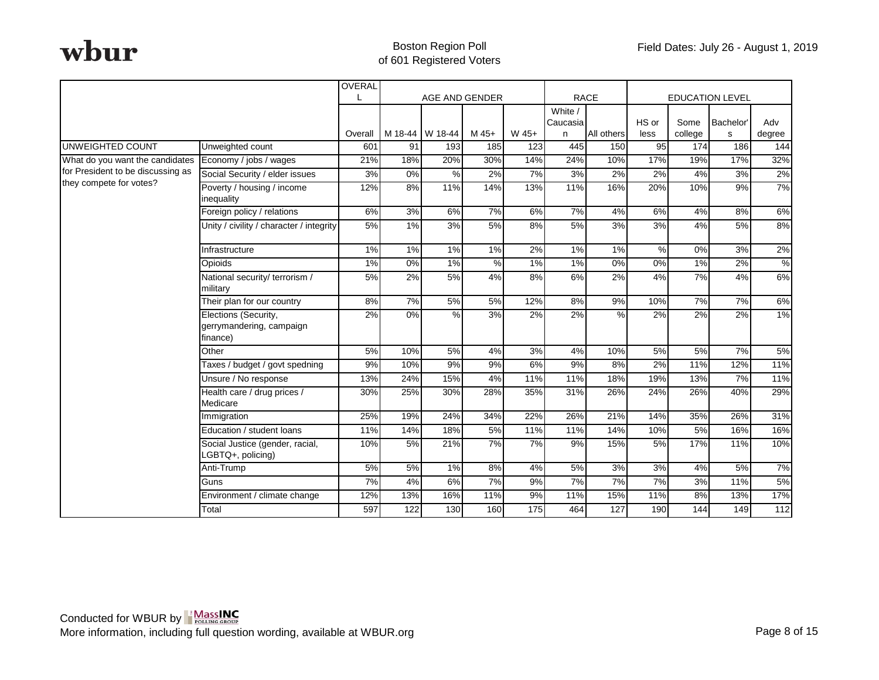wbur

Boston Region Poll
of 601 Registered Voters

Field Dates: July 26 - August 1, 2019

| | | OVERALL | AGE AND GENDER | | | | RACE | | EDUCATION LEVEL | | | |
|---|---|---|---|---|---|---|---|---|---|---|---|---|
| | | Overall | M 18-44 | W 18-44 | M 45+ | W 45+ | White / Caucasian | All others | HS or less | Some college | Bachelor's | Adv degree |
| UNWEIGHTED COUNT | Unweighted count | 601 | 91 | 193 | 185 | 123 | 445 | 150 | 95 | 174 | 186 | 144 |
| What do you want the candidates for President to be discussing as they compete for votes? | Economy / jobs / wages | 21% | 18% | 20% | 30% | 14% | 24% | 10% | 17% | 19% | 17% | 32% |
| | Social Security / elder issues | 3% | 0% | % | 2% | 7% | 3% | 2% | 2% | 4% | 3% | 2% |
| | Poverty / housing / income inequality | 12% | 8% | 11% | 14% | 13% | 11% | 16% | 20% | 10% | 9% | 7% |
| | Foreign policy / relations | 6% | 3% | 6% | 7% | 6% | 7% | 4% | 6% | 4% | 8% | 6% |
| | Unity / civility / character / integrity | 5% | 1% | 3% | 5% | 8% | 5% | 3% | 3% | 4% | 5% | 8% |
| | Infrastructure | 1% | 1% | 1% | 1% | 2% | 1% | 1% | % | 0% | 3% | 2% |
| | Opioids | 1% | 0% | 1% | % | 1% | 1% | 0% | 0% | 1% | 2% | % |
| | National security/ terrorism / military | 5% | 2% | 5% | 4% | 8% | 6% | 2% | 4% | 7% | 4% | 6% |
| | Their plan for our country | 8% | 7% | 5% | 5% | 12% | 8% | 9% | 10% | 7% | 7% | 6% |
| | Elections (Security, gerrymandering, campaign finance) | 2% | 0% | % | 3% | 2% | 2% | % | 2% | 2% | 2% | 1% |
| | Other | 5% | 10% | 5% | 4% | 3% | 4% | 10% | 5% | 5% | 7% | 5% |
| | Taxes / budget / govt spedning | 9% | 10% | 9% | 9% | 6% | 9% | 8% | 2% | 11% | 12% | 11% |
| | Unsure / No response | 13% | 24% | 15% | 4% | 11% | 11% | 18% | 19% | 13% | 7% | 11% |
| | Health care / drug prices / Medicare | 30% | 25% | 30% | 28% | 35% | 31% | 26% | 24% | 26% | 40% | 29% |
| | Immigration | 25% | 19% | 24% | 34% | 22% | 26% | 21% | 14% | 35% | 26% | 31% |
| | Education / student loans | 11% | 14% | 18% | 5% | 11% | 11% | 14% | 10% | 5% | 16% | 16% |
| | Social Justice (gender, racial, LGBTQ+, policing) | 10% | 5% | 21% | 7% | 7% | 9% | 15% | 5% | 17% | 11% | 10% |
| | Anti-Trump | 5% | 5% | 1% | 8% | 4% | 5% | 3% | 3% | 4% | 5% | 7% |
| | Guns | 7% | 4% | 6% | 7% | 9% | 7% | 7% | 7% | 3% | 11% | 5% |
| | Environment / climate change | 12% | 13% | 16% | 11% | 9% | 11% | 15% | 11% | 8% | 13% | 17% |
| | Total | 597 | 122 | 130 | 160 | 175 | 464 | 127 | 190 | 144 | 149 | 112 |

Conducted for WBUR by MassINC Polling Group
More information, including full question wording, available at WBUR.org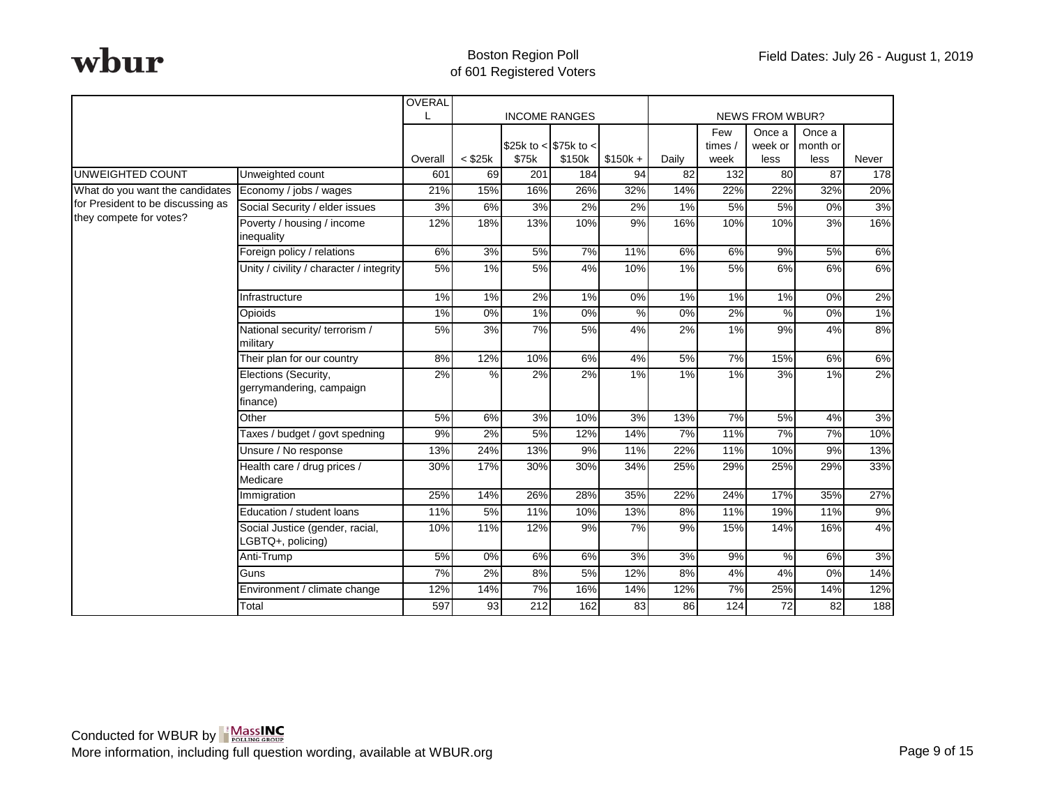Boston Region Poll
of 601 Registered Voters

Field Dates: July 26 - August 1, 2019

| | | OVERALL | INCOME RANGES | | | | NEWS FROM WBUR? | | | | |
|---|---|---|---|---|---|---|---|---|---|---|---|
| | | Overall | < $25k | $25k to < $75k | $75k to < $150k | $150k + | Daily | Few times / week | Once a week or less | Once a month or less | Never |
| UNWEIGHTED COUNT | Unweighted count | 601 | 69 | 201 | 184 | 94 | 82 | 132 | 80 | 87 | 178 |
| What do you want the candidates for President to be discussing as they compete for votes? | Economy / jobs / wages | 21% | 15% | 16% | 26% | 32% | 14% | 22% | 22% | 32% | 20% |
| | Social Security / elder issues | 3% | 6% | 3% | 2% | 2% | 1% | 5% | 5% | 0% | 3% |
| | Poverty / housing / income inequality | 12% | 18% | 13% | 10% | 9% | 16% | 10% | 10% | 3% | 16% |
| | Foreign policy / relations | 6% | 3% | 5% | 7% | 11% | 6% | 6% | 9% | 5% | 6% |
| | Unity / civility / character / integrity | 5% | 1% | 5% | 4% | 10% | 1% | 5% | 6% | 6% | 6% |
| | Infrastructure | 1% | 1% | 2% | 1% | 0% | 1% | 1% | 1% | 0% | 2% |
| | Opioids | 1% | 0% | 1% | 0% | % | 0% | 2% | % | 0% | 1% |
| | National security/ terrorism / military | 5% | 3% | 7% | 5% | 4% | 2% | 1% | 9% | 4% | 8% |
| | Their plan for our country | 8% | 12% | 10% | 6% | 4% | 5% | 7% | 15% | 6% | 6% |
| | Elections (Security, gerrymandering, campaign finance) | 2% | % | 2% | 2% | 1% | 1% | 1% | 3% | 1% | 2% |
| | Other | 5% | 6% | 3% | 10% | 3% | 13% | 7% | 5% | 4% | 3% |
| | Taxes / budget / govt spedning | 9% | 2% | 5% | 12% | 14% | 7% | 11% | 7% | 7% | 10% |
| | Unsure / No response | 13% | 24% | 13% | 9% | 11% | 22% | 11% | 10% | 9% | 13% |
| | Health care / drug prices / Medicare | 30% | 17% | 30% | 30% | 34% | 25% | 29% | 25% | 29% | 33% |
| | Immigration | 25% | 14% | 26% | 28% | 35% | 22% | 24% | 17% | 35% | 27% |
| | Education / student loans | 11% | 5% | 11% | 10% | 13% | 8% | 11% | 19% | 11% | 9% |
| | Social Justice (gender, racial, LGBTQ+, policing) | 10% | 11% | 12% | 9% | 7% | 9% | 15% | 14% | 16% | 4% |
| | Anti-Trump | 5% | 0% | 6% | 6% | 3% | 3% | 9% | % | 6% | 3% |
| | Guns | 7% | 2% | 8% | 5% | 12% | 8% | 4% | 4% | 0% | 14% |
| | Environment / climate change | 12% | 14% | 7% | 16% | 14% | 12% | 7% | 25% | 14% | 12% |
| | Total | 597 | 93 | 212 | 162 | 83 | 86 | 124 | 72 | 82 | 188 |

Conducted for WBUR by MassINC Polling Group
More information, including full question wording, available at WBUR.org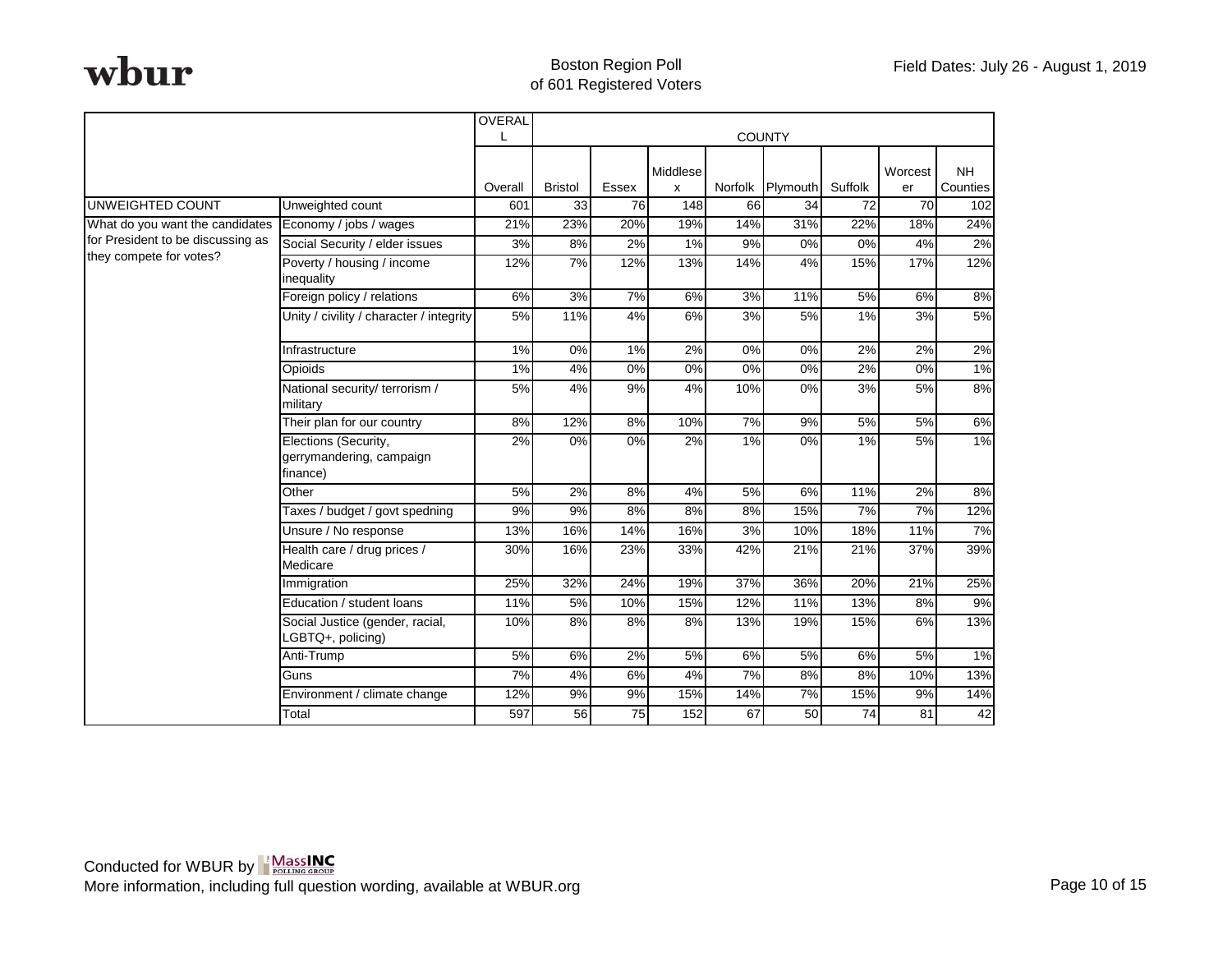wbur

Boston Region Poll
of 601 Registered Voters

Field Dates: July 26 - August 1, 2019

| | | OVERALL | COUNTY | | | | | | | |
|---|---|---|---|---|---|---|---|---|---|---|
| | | Overall | Bristol | Essex | Middlesex | Norfolk | Plymouth | Suffolk | Worcester | NH Counties |
| UNWEIGHTED COUNT | Unweighted count | 601 | 33 | 76 | 148 | 66 | 34 | 72 | 70 | 102 |
| What do you want the candidates for President to be discussing as they compete for votes? | Economy / jobs / wages | 21% | 23% | 20% | 19% | 14% | 31% | 22% | 18% | 24% |
| | Social Security / elder issues | 3% | 8% | 2% | 1% | 9% | 0% | 0% | 4% | 2% |
| | Poverty / housing / income inequality | 12% | 7% | 12% | 13% | 14% | 4% | 15% | 17% | 12% |
| | Foreign policy / relations | 6% | 3% | 7% | 6% | 3% | 11% | 5% | 6% | 8% |
| | Unity / civility / character / integrity | 5% | 11% | 4% | 6% | 3% | 5% | 1% | 3% | 5% |
| | Infrastructure | 1% | 0% | 1% | 2% | 0% | 0% | 2% | 2% | 2% |
| | Opioids | 1% | 4% | 0% | 0% | 0% | 0% | 2% | 0% | 1% |
| | National security/ terrorism / military | 5% | 4% | 9% | 4% | 10% | 0% | 3% | 5% | 8% |
| | Their plan for our country | 8% | 12% | 8% | 10% | 7% | 9% | 5% | 5% | 6% |
| | Elections (Security, gerrymandering, campaign finance) | 2% | 0% | 0% | 2% | 1% | 0% | 1% | 5% | 1% |
| | Other | 5% | 2% | 8% | 4% | 5% | 6% | 11% | 2% | 8% |
| | Taxes / budget / govt spedning | 9% | 9% | 8% | 8% | 8% | 15% | 7% | 7% | 12% |
| | Unsure / No response | 13% | 16% | 14% | 16% | 3% | 10% | 18% | 11% | 7% |
| | Health care / drug prices / Medicare | 30% | 16% | 23% | 33% | 42% | 21% | 21% | 37% | 39% |
| | Immigration | 25% | 32% | 24% | 19% | 37% | 36% | 20% | 21% | 25% |
| | Education / student loans | 11% | 5% | 10% | 15% | 12% | 11% | 13% | 8% | 9% |
| | Social Justice (gender, racial, LGBTQ+, policing) | 10% | 8% | 8% | 8% | 13% | 19% | 15% | 6% | 13% |
| | Anti-Trump | 5% | 6% | 2% | 5% | 6% | 5% | 6% | 5% | 1% |
| | Guns | 7% | 4% | 6% | 4% | 7% | 8% | 8% | 10% | 13% |
| | Environment / climate change | 12% | 9% | 9% | 15% | 14% | 7% | 15% | 9% | 14% |
| | Total | 597 | 56 | 75 | 152 | 67 | 50 | 74 | 81 | 42 |

Conducted for WBUR by MassINC Polling Group
More information, including full question wording, available at WBUR.org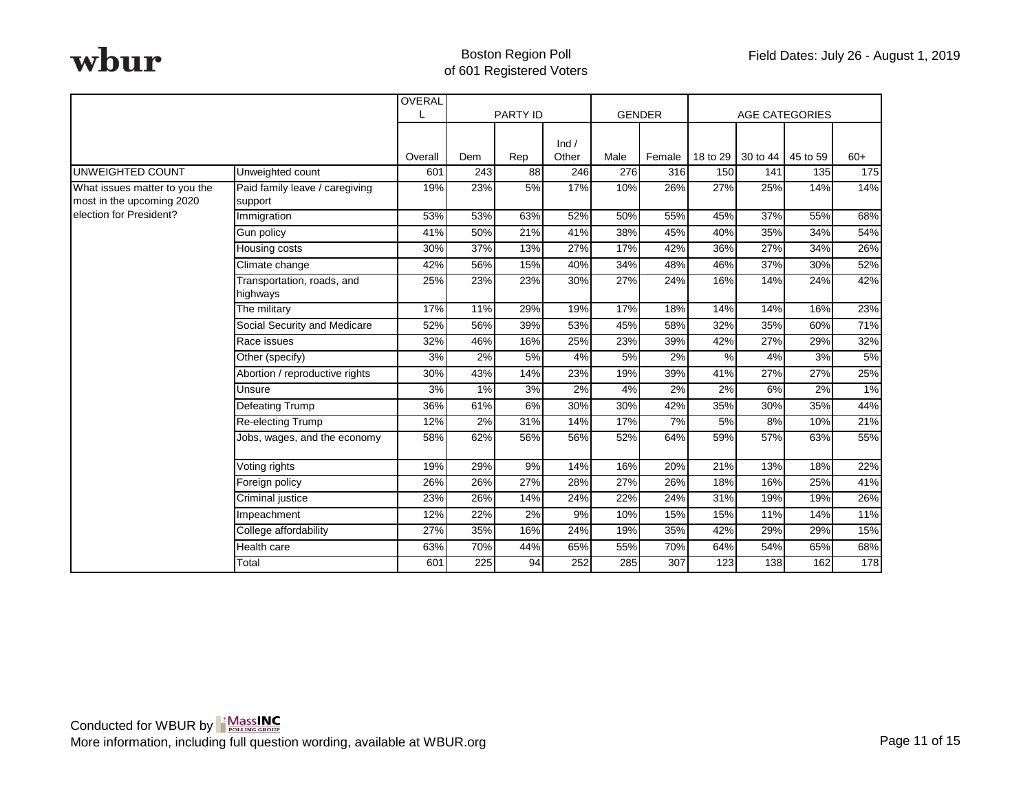wbur

Boston Region Poll
of 601 Registered Voters

Field Dates: July 26 - August 1, 2019

| | | OVERALL | PARTY ID | | | GENDER | | AGE CATEGORIES | | | |
|---|---|---|---|---|---|---|---|---|---|---|---|
| | | Overall | Dem | Rep | Ind / Other | Male | Female | 18 to 29 | 30 to 44 | 45 to 59 | 60+ |
| UNWEIGHTED COUNT | Unweighted count | 601 | 243 | 88 | 246 | 276 | 316 | 150 | 141 | 135 | 175 |
| What issues matter to you the most in the upcoming 2020 election for President? | Paid family leave / caregiving support | 19% | 23% | 5% | 17% | 10% | 26% | 27% | 25% | 14% | 14% |
| | Immigration | 53% | 53% | 63% | 52% | 50% | 55% | 45% | 37% | 55% | 68% |
| | Gun policy | 41% | 50% | 21% | 41% | 38% | 45% | 40% | 35% | 34% | 54% |
| | Housing costs | 30% | 37% | 13% | 27% | 17% | 42% | 36% | 27% | 34% | 26% |
| | Climate change | 42% | 56% | 15% | 40% | 34% | 48% | 46% | 37% | 30% | 52% |
| | Transportation, roads, and highways | 25% | 23% | 23% | 30% | 27% | 24% | 16% | 14% | 24% | 42% |
| | The military | 17% | 11% | 29% | 19% | 17% | 18% | 14% | 14% | 16% | 23% |
| | Social Security and Medicare | 52% | 56% | 39% | 53% | 45% | 58% | 32% | 35% | 60% | 71% |
| | Race issues | 32% | 46% | 16% | 25% | 23% | 39% | 42% | 27% | 29% | 32% |
| | Other (specify) | 3% | 2% | 5% | 4% | 5% | 2% | % | 4% | 3% | 5% |
| | Abortion / reproductive rights | 30% | 43% | 14% | 23% | 19% | 39% | 41% | 27% | 27% | 25% |
| | Unsure | 3% | 1% | 3% | 2% | 4% | 2% | 2% | 6% | 2% | 1% |
| | Defeating Trump | 36% | 61% | 6% | 30% | 30% | 42% | 35% | 30% | 35% | 44% |
| | Re-electing Trump | 12% | 2% | 31% | 14% | 17% | 7% | 5% | 8% | 10% | 21% |
| | Jobs, wages, and the economy | 58% | 62% | 56% | 56% | 52% | 64% | 59% | 57% | 63% | 55% |
| | Voting rights | 19% | 29% | 9% | 14% | 16% | 20% | 21% | 13% | 18% | 22% |
| | Foreign policy | 26% | 26% | 27% | 28% | 27% | 26% | 18% | 16% | 25% | 41% |
| | Criminal justice | 23% | 26% | 14% | 24% | 22% | 24% | 31% | 19% | 19% | 26% |
| | Impeachment | 12% | 22% | 2% | 9% | 10% | 15% | 15% | 11% | 14% | 11% |
| | College affordability | 27% | 35% | 16% | 24% | 19% | 35% | 42% | 29% | 29% | 15% |
| | Health care | 63% | 70% | 44% | 65% | 55% | 70% | 64% | 54% | 65% | 68% |
| | Total | 601 | 225 | 94 | 252 | 285 | 307 | 123 | 138 | 162 | 178 |

Conducted for WBUR by MassINC Polling Group
More information, including full question wording, available at WBUR.org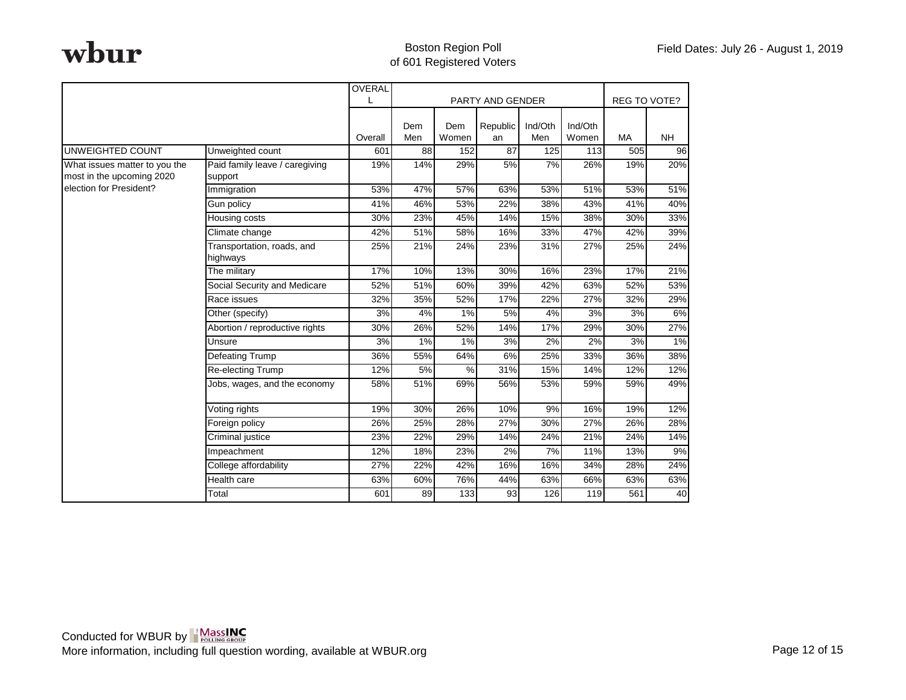wbur

Boston Region Poll
of 601 Registered Voters

Field Dates: July 26 - August 1, 2019

| | | OVERALL | PARTY AND GENDER | | | | | REG TO VOTE? | |
|---|---|---|---|---|---|---|---|---|---|
| | | Overall | Dem Men | Dem Women | Republican | Ind/Oth Men | Ind/Oth Women | MA | NH |
| UNWEIGHTED COUNT | Unweighted count | 601 | 88 | 152 | 87 | 125 | 113 | 505 | 96 |
| What issues matter to you the most in the upcoming 2020 election for President? | Paid family leave / caregiving support | 19% | 14% | 29% | 5% | 7% | 26% | 19% | 20% |
| | Immigration | 53% | 47% | 57% | 63% | 53% | 51% | 53% | 51% |
| | Gun policy | 41% | 46% | 53% | 22% | 38% | 43% | 41% | 40% |
| | Housing costs | 30% | 23% | 45% | 14% | 15% | 38% | 30% | 33% |
| | Climate change | 42% | 51% | 58% | 16% | 33% | 47% | 42% | 39% |
| | Transportation, roads, and highways | 25% | 21% | 24% | 23% | 31% | 27% | 25% | 24% |
| | The military | 17% | 10% | 13% | 30% | 16% | 23% | 17% | 21% |
| | Social Security and Medicare | 52% | 51% | 60% | 39% | 42% | 63% | 52% | 53% |
| | Race issues | 32% | 35% | 52% | 17% | 22% | 27% | 32% | 29% |
| | Other (specify) | 3% | 4% | 1% | 5% | 4% | 3% | 3% | 6% |
| | Abortion / reproductive rights | 30% | 26% | 52% | 14% | 17% | 29% | 30% | 27% |
| | Unsure | 3% | 1% | 1% | 3% | 2% | 2% | 3% | 1% |
| | Defeating Trump | 36% | 55% | 64% | 6% | 25% | 33% | 36% | 38% |
| | Re-electing Trump | 12% | 5% | % | 31% | 15% | 14% | 12% | 12% |
| | Jobs, wages, and the economy | 58% | 51% | 69% | 56% | 53% | 59% | 59% | 49% |
| | Voting rights | 19% | 30% | 26% | 10% | 9% | 16% | 19% | 12% |
| | Foreign policy | 26% | 25% | 28% | 27% | 30% | 27% | 26% | 28% |
| | Criminal justice | 23% | 22% | 29% | 14% | 24% | 21% | 24% | 14% |
| | Impeachment | 12% | 18% | 23% | 2% | 7% | 11% | 13% | 9% |
| | College affordability | 27% | 22% | 42% | 16% | 16% | 34% | 28% | 24% |
| | Health care | 63% | 60% | 76% | 44% | 63% | 66% | 63% | 63% |
| | Total | 601 | 89 | 133 | 93 | 126 | 119 | 561 | 40 |

Conducted for WBUR by MassINC Polling Group
More information, including full question wording, available at WBUR.org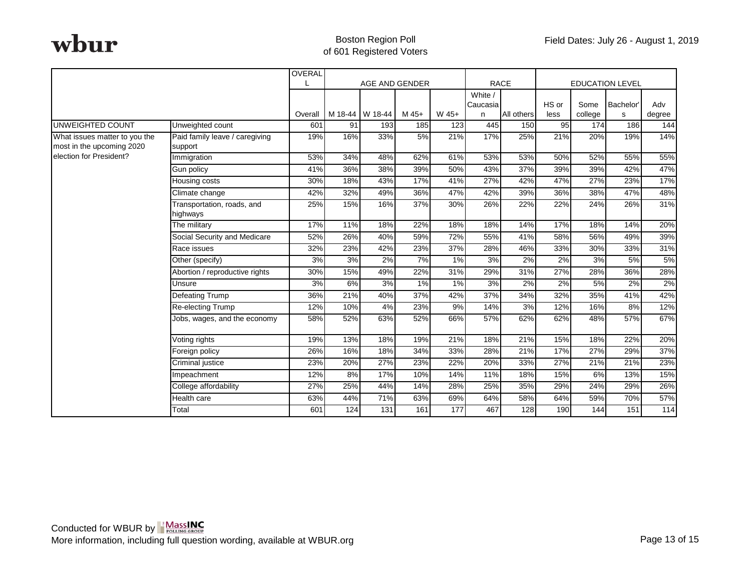**wbur**

Boston Region Poll
of 601 Registered Voters

Field Dates: July 26 - August 1, 2019

| | | OVERALL | AGE AND GENDER | | | | RACE | | EDUCATION LEVEL | | | |
|---|---|---|---|---|---|---|---|---|---|---|---|---|
| | | Overall | M 18-44 | W 18-44 | M 45+ | W 45+ | White / Caucasian | All others | HS or less | Some college | Bachelor's | Adv degree |
| UNWEIGHTED COUNT | Unweighted count | 601 | 91 | 193 | 185 | 123 | 445 | 150 | 95 | 174 | 186 | 144 |
| What issues matter to you the most in the upcoming 2020 election for President? | Paid family leave / caregiving support | 19% | 16% | 33% | 5% | 21% | 17% | 25% | 21% | 20% | 19% | 14% |
| | Immigration | 53% | 34% | 48% | 62% | 61% | 53% | 53% | 50% | 52% | 55% | 55% |
| | Gun policy | 41% | 36% | 38% | 39% | 50% | 43% | 37% | 39% | 39% | 42% | 47% |
| | Housing costs | 30% | 18% | 43% | 17% | 41% | 27% | 42% | 47% | 27% | 23% | 17% |
| | Climate change | 42% | 32% | 49% | 36% | 47% | 42% | 39% | 36% | 38% | 47% | 48% |
| | Transportation, roads, and highways | 25% | 15% | 16% | 37% | 30% | 26% | 22% | 22% | 24% | 26% | 31% |
| | The military | 17% | 11% | 18% | 22% | 18% | 18% | 14% | 17% | 18% | 14% | 20% |
| | Social Security and Medicare | 52% | 26% | 40% | 59% | 72% | 55% | 41% | 58% | 56% | 49% | 39% |
| | Race issues | 32% | 23% | 42% | 23% | 37% | 28% | 46% | 33% | 30% | 33% | 31% |
| | Other (specify) | 3% | 3% | 2% | 7% | 1% | 3% | 2% | 2% | 3% | 5% | 5% |
| | Abortion / reproductive rights | 30% | 15% | 49% | 22% | 31% | 29% | 31% | 27% | 28% | 36% | 28% |
| | Unsure | 3% | 6% | 3% | 1% | 1% | 3% | 2% | 2% | 5% | 2% | 2% |
| | Defeating Trump | 36% | 21% | 40% | 37% | 42% | 37% | 34% | 32% | 35% | 41% | 42% |
| | Re-electing Trump | 12% | 10% | 4% | 23% | 9% | 14% | 3% | 12% | 16% | 8% | 12% |
| | Jobs, wages, and the economy | 58% | 52% | 63% | 52% | 66% | 57% | 62% | 62% | 48% | 57% | 67% |
| | Voting rights | 19% | 13% | 18% | 19% | 21% | 18% | 21% | 15% | 18% | 22% | 20% |
| | Foreign policy | 26% | 16% | 18% | 34% | 33% | 28% | 21% | 17% | 27% | 29% | 37% |
| | Criminal justice | 23% | 20% | 27% | 23% | 22% | 20% | 33% | 27% | 21% | 21% | 23% |
| | Impeachment | 12% | 8% | 17% | 10% | 14% | 11% | 18% | 15% | 6% | 13% | 15% |
| | College affordability | 27% | 25% | 44% | 14% | 28% | 25% | 35% | 29% | 24% | 29% | 26% |
| | Health care | 63% | 44% | 71% | 63% | 69% | 64% | 58% | 64% | 59% | 70% | 57% |
| | Total | 601 | 124 | 131 | 161 | 177 | 467 | 128 | 190 | 144 | 151 | 114 |

Conducted for WBUR by MassINC Polling Group
More information, including full question wording, available at WBUR.org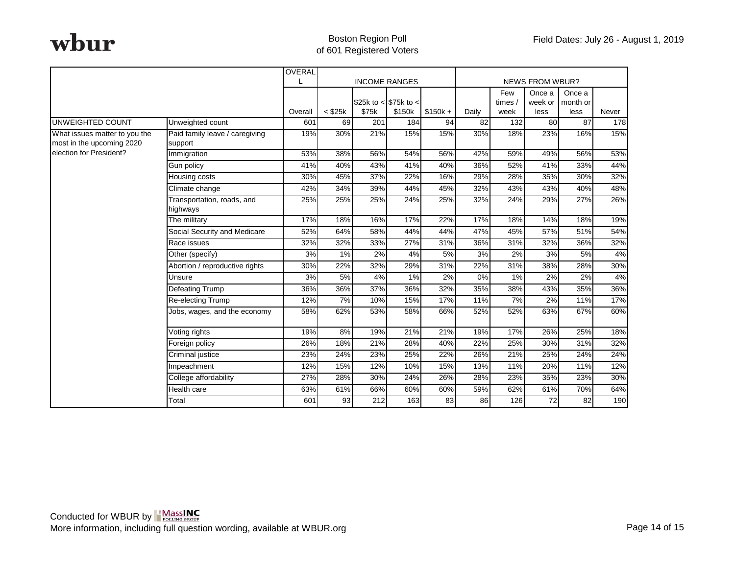wbur

Boston Region Poll
of 601 Registered Voters

Field Dates: July 26 - August 1, 2019

| | | OVERALL | INCOME RANGES | | | | NEWS FROM WBUR? | | | | |
|---|---|---|---|---|---|---|---|---|---|---|---|
| | | Overall | < $25k | $25k to < $75k | $75k to < $150k | $150k + | Daily | Few times / week | Once a week or less | Once a month or less | Never |
| UNWEIGHTED COUNT | Unweighted count | 601 | 69 | 201 | 184 | 94 | 82 | 132 | 80 | 87 | 178 |
| What issues matter to you the most in the upcoming 2020 election for President? | Paid family leave / caregiving support | 19% | 30% | 21% | 15% | 15% | 30% | 18% | 23% | 16% | 15% |
| | Immigration | 53% | 38% | 56% | 54% | 56% | 42% | 59% | 49% | 56% | 53% |
| | Gun policy | 41% | 40% | 43% | 41% | 40% | 36% | 52% | 41% | 33% | 44% |
| | Housing costs | 30% | 45% | 37% | 22% | 16% | 29% | 28% | 35% | 30% | 32% |
| | Climate change | 42% | 34% | 39% | 44% | 45% | 32% | 43% | 43% | 40% | 48% |
| | Transportation, roads, and highways | 25% | 25% | 25% | 24% | 25% | 32% | 24% | 29% | 27% | 26% |
| | The military | 17% | 18% | 16% | 17% | 22% | 17% | 18% | 14% | 18% | 19% |
| | Social Security and Medicare | 52% | 64% | 58% | 44% | 44% | 47% | 45% | 57% | 51% | 54% |
| | Race issues | 32% | 32% | 33% | 27% | 31% | 36% | 31% | 32% | 36% | 32% |
| | Other (specify) | 3% | 1% | 2% | 4% | 5% | 3% | 2% | 3% | 5% | 4% |
| | Abortion / reproductive rights | 30% | 22% | 32% | 29% | 31% | 22% | 31% | 38% | 28% | 30% |
| | Unsure | 3% | 5% | 4% | 1% | 2% | 0% | 1% | 2% | 2% | 4% |
| | Defeating Trump | 36% | 36% | 37% | 36% | 32% | 35% | 38% | 43% | 35% | 36% |
| | Re-electing Trump | 12% | 7% | 10% | 15% | 17% | 11% | 7% | 2% | 11% | 17% |
| | Jobs, wages, and the economy | 58% | 62% | 53% | 58% | 66% | 52% | 52% | 63% | 67% | 60% |
| | Voting rights | 19% | 8% | 19% | 21% | 21% | 19% | 17% | 26% | 25% | 18% |
| | Foreign policy | 26% | 18% | 21% | 28% | 40% | 22% | 25% | 30% | 31% | 32% |
| | Criminal justice | 23% | 24% | 23% | 25% | 22% | 26% | 21% | 25% | 24% | 24% |
| | Impeachment | 12% | 15% | 12% | 10% | 15% | 13% | 11% | 20% | 11% | 12% |
| | College affordability | 27% | 28% | 30% | 24% | 26% | 28% | 23% | 35% | 23% | 30% |
| | Health care | 63% | 61% | 66% | 60% | 60% | 59% | 62% | 61% | 70% | 64% |
| | Total | 601 | 93 | 212 | 163 | 83 | 86 | 126 | 72 | 82 | 190 |

Conducted for WBUR by MassINC Polling Group
More information, including full question wording, available at WBUR.org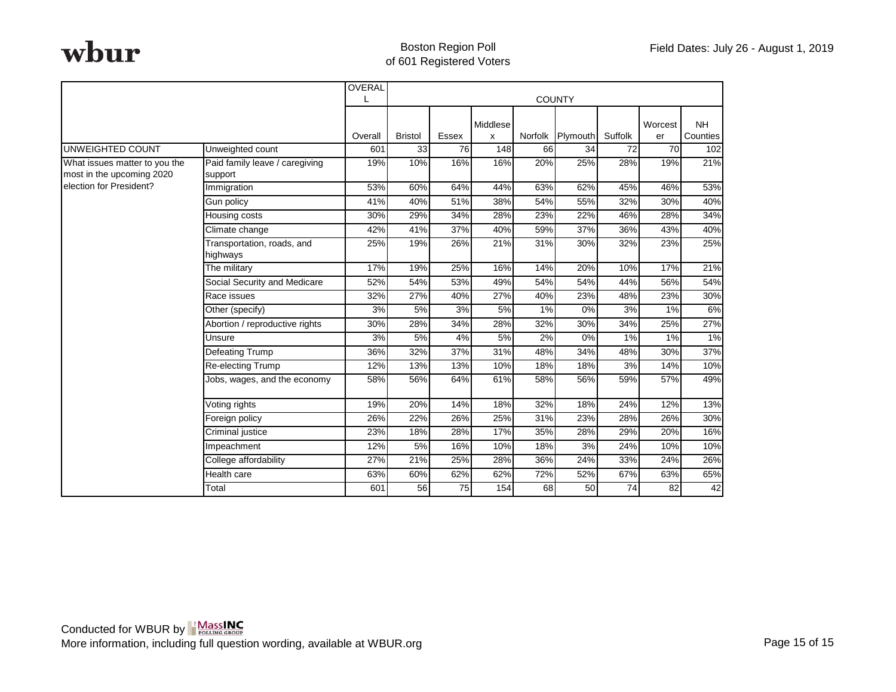**wbur**

Boston Region Poll
of 601 Registered Voters

Field Dates: July 26 - August 1, 2019

| | | OVERALL | COUNTY | | | | | | | |
|---|---|---|---|---|---|---|---|---|---|---|
| | | Overall | Bristol | Essex | Middlesex | Norfolk | Plymouth | Suffolk | Worcester | NH Counties |
| UNWEIGHTED COUNT | Unweighted count | 601 | 33 | 76 | 148 | 66 | 34 | 72 | 70 | 102 |
| What issues matter to you the most in the upcoming 2020 election for President? | Paid family leave / caregiving support | 19% | 10% | 16% | 16% | 20% | 25% | 28% | 19% | 21% |
| | Immigration | 53% | 60% | 64% | 44% | 63% | 62% | 45% | 46% | 53% |
| | Gun policy | 41% | 40% | 51% | 38% | 54% | 55% | 32% | 30% | 40% |
| | Housing costs | 30% | 29% | 34% | 28% | 23% | 22% | 46% | 28% | 34% |
| | Climate change | 42% | 41% | 37% | 40% | 59% | 37% | 36% | 43% | 40% |
| | Transportation, roads, and highways | 25% | 19% | 26% | 21% | 31% | 30% | 32% | 23% | 25% |
| | The military | 17% | 19% | 25% | 16% | 14% | 20% | 10% | 17% | 21% |
| | Social Security and Medicare | 52% | 54% | 53% | 49% | 54% | 54% | 44% | 56% | 54% |
| | Race issues | 32% | 27% | 40% | 27% | 40% | 23% | 48% | 23% | 30% |
| | Other (specify) | 3% | 5% | 3% | 5% | 1% | 0% | 3% | 1% | 6% |
| | Abortion / reproductive rights | 30% | 28% | 34% | 28% | 32% | 30% | 34% | 25% | 27% |
| | Unsure | 3% | 5% | 4% | 5% | 2% | 0% | 1% | 1% | 1% |
| | Defeating Trump | 36% | 32% | 37% | 31% | 48% | 34% | 48% | 30% | 37% |
| | Re-electing Trump | 12% | 13% | 13% | 10% | 18% | 18% | 3% | 14% | 10% |
| | Jobs, wages, and the economy | 58% | 56% | 64% | 61% | 58% | 56% | 59% | 57% | 49% |
| | Voting rights | 19% | 20% | 14% | 18% | 32% | 18% | 24% | 12% | 13% |
| | Foreign policy | 26% | 22% | 26% | 25% | 31% | 23% | 28% | 26% | 30% |
| | Criminal justice | 23% | 18% | 28% | 17% | 35% | 28% | 29% | 20% | 16% |
| | Impeachment | 12% | 5% | 16% | 10% | 18% | 3% | 24% | 10% | 10% |
| | College affordability | 27% | 21% | 25% | 28% | 36% | 24% | 33% | 24% | 26% |
| | Health care | 63% | 60% | 62% | 62% | 72% | 52% | 67% | 63% | 65% |
| | Total | 601 | 56 | 75 | 154 | 68 | 50 | 74 | 82 | 42 |

Conducted for WBUR by MassINC Polling Group
More information, including full question wording, available at WBUR.org